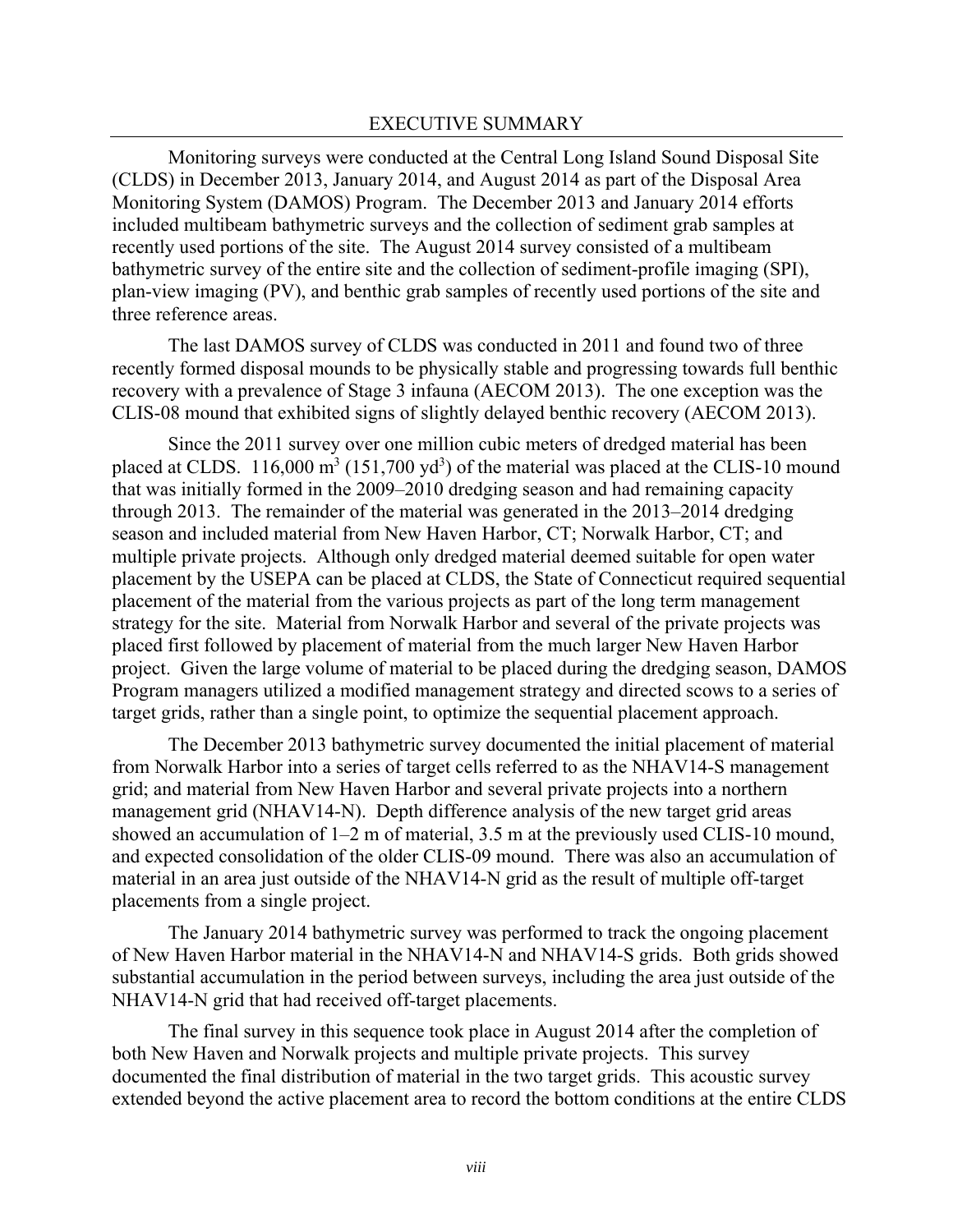# EXECUTIVE SUMMARY

Monitoring surveys were conducted at the Central Long Island Sound Disposal Site (CLDS) in December 2013, January 2014, and August 2014 as part of the Disposal Area Monitoring System (DAMOS) Program. The December 2013 and January 2014 efforts included multibeam bathymetric surveys and the collection of sediment grab samples at recently used portions of the site. The August 2014 survey consisted of a multibeam bathymetric survey of the entire site and the collection of sediment-profile imaging (SPI), plan-view imaging (PV), and benthic grab samples of recently used portions of the site and three reference areas.

The last DAMOS survey of CLDS was conducted in 2011 and found two of three recently formed disposal mounds to be physically stable and progressing towards full benthic recovery with a prevalence of Stage 3 infauna (AECOM 2013). The one exception was the CLIS-08 mound that exhibited signs of slightly delayed benthic recovery (AECOM 2013).

Since the 2011 survey over one million cubic meters of dredged material has been placed at CLDS. 116,000 $m^3$ (151,700 $yd^3$) of the material was placed at the CLIS-10 mound that was initially formed in the 2009–2010 dredging season and had remaining capacity through 2013. The remainder of the material was generated in the 2013–2014 dredging season and included material from New Haven Harbor, CT; Norwalk Harbor, CT; and multiple private projects. Although only dredged material deemed suitable for open water placement by the USEPA can be placed at CLDS, the State of Connecticut required sequential placement of the material from the various projects as part of the long term management strategy for the site. Material from Norwalk Harbor and several of the private projects was placed first followed by placement of material from the much larger New Haven Harbor project. Given the large volume of material to be placed during the dredging season, DAMOS Program managers utilized a modified management strategy and directed scows to a series of target grids, rather than a single point, to optimize the sequential placement approach.

The December 2013 bathymetric survey documented the initial placement of material from Norwalk Harbor into a series of target cells referred to as the NHAV14-S management grid; and material from New Haven Harbor and several private projects into a northern management grid (NHAV14-N). Depth difference analysis of the new target grid areas showed an accumulation of 1–2 m of material, 3.5 m at the previously used CLIS-10 mound, and expected consolidation of the older CLIS-09 mound. There was also an accumulation of material in an area just outside of the NHAV14-N grid as the result of multiple off-target placements from a single project.

The January 2014 bathymetric survey was performed to track the ongoing placement of New Haven Harbor material in the NHAV14-N and NHAV14-S grids. Both grids showed substantial accumulation in the period between surveys, including the area just outside of the NHAV14-N grid that had received off-target placements.

The final survey in this sequence took place in August 2014 after the completion of both New Haven and Norwalk projects and multiple private projects. This survey documented the final distribution of material in the two target grids. This acoustic survey extended beyond the active placement area to record the bottom conditions at the entire CLDS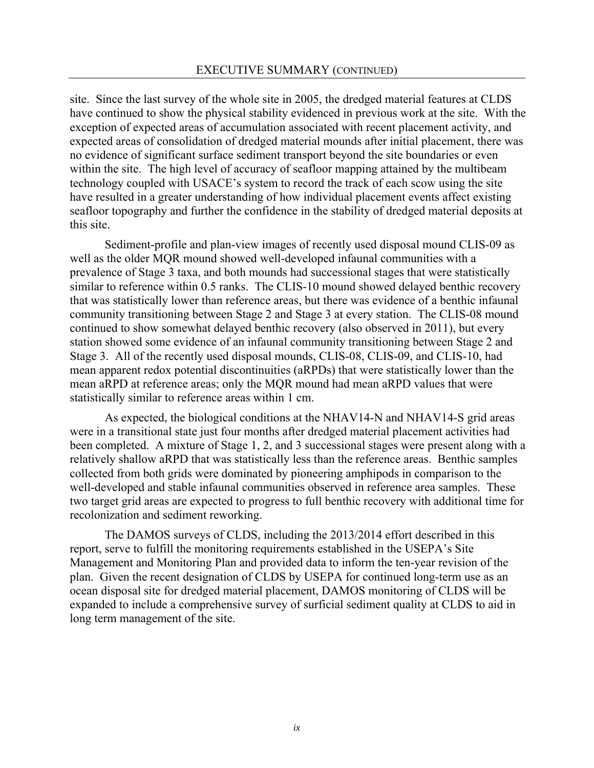site. Since the last survey of the whole site in 2005, the dredged material features at CLDS have continued to show the physical stability evidenced in previous work at the site. With the exception of expected areas of accumulation associated with recent placement activity, and expected areas of consolidation of dredged material mounds after initial placement, there was no evidence of significant surface sediment transport beyond the site boundaries or even within the site. The high level of accuracy of seafloor mapping attained by the multibeam technology coupled with USACE's system to record the track of each scow using the site have resulted in a greater understanding of how individual placement events affect existing seafloor topography and further the confidence in the stability of dredged material deposits at this site.

Sediment-profile and plan-view images of recently used disposal mound CLIS-09 as well as the older MQR mound showed well-developed infaunal communities with a prevalence of Stage 3 taxa, and both mounds had successional stages that were statistically similar to reference within 0.5 ranks. The CLIS-10 mound showed delayed benthic recovery that was statistically lower than reference areas, but there was evidence of a benthic infaunal community transitioning between Stage 2 and Stage 3 at every station. The CLIS-08 mound continued to show somewhat delayed benthic recovery (also observed in 2011), but every station showed some evidence of an infaunal community transitioning between Stage 2 and Stage 3. All of the recently used disposal mounds, CLIS-08, CLIS-09, and CLIS-10, had mean apparent redox potential discontinuities (aRPDs) that were statistically lower than the mean aRPD at reference areas; only the MQR mound had mean aRPD values that were statistically similar to reference areas within 1 cm.

As expected, the biological conditions at the NHAV14-N and NHAV14-S grid areas were in a transitional state just four months after dredged material placement activities had been completed. A mixture of Stage 1, 2, and 3 successional stages were present along with a relatively shallow aRPD that was statistically less than the reference areas. Benthic samples collected from both grids were dominated by pioneering amphipods in comparison to the well-developed and stable infaunal communities observed in reference area samples. These two target grid areas are expected to progress to full benthic recovery with additional time for recolonization and sediment reworking.

The DAMOS surveys of CLDS, including the 2013/2014 effort described in this report, serve to fulfill the monitoring requirements established in the USEPA's Site Management and Monitoring Plan and provided data to inform the ten-year revision of the plan. Given the recent designation of CLDS by USEPA for continued long-term use as an ocean disposal site for dredged material placement, DAMOS monitoring of CLDS will be expanded to include a comprehensive survey of surficial sediment quality at CLDS to aid in long term management of the site.